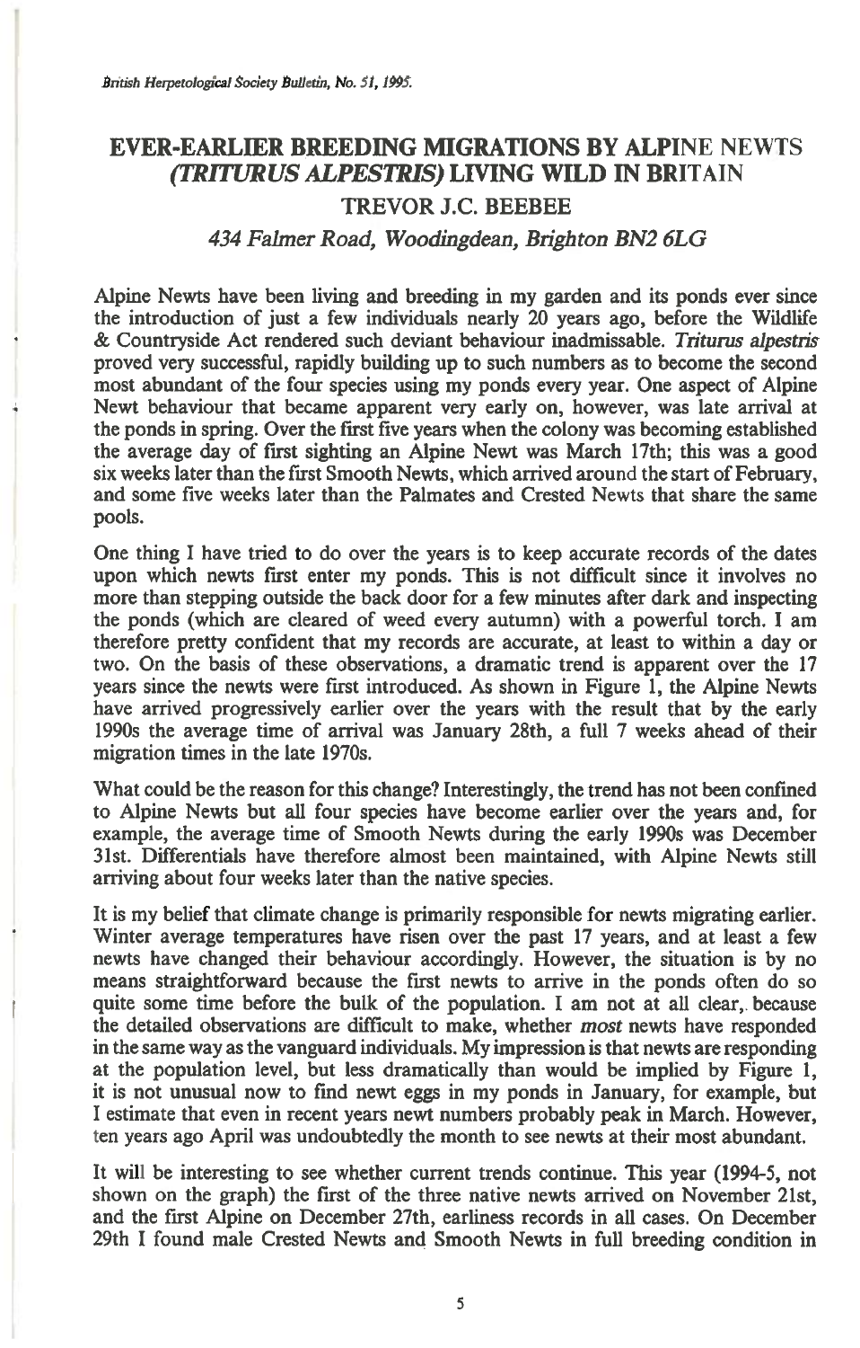# EVER-EARLIER BREEDING MIGRATIONS BY ALPINE NEWTS *(TRITURUS ALPESTRIS)* LIVING WILD IN BRITAIN

## TREVOR J.C. BEEBEE

*434 Falmer Road, Woodingdean, Brighton BN2 6LG*

Alpine Newts have been living and breeding in my garden and its ponds ever since the introduction of just a few individuals nearly 20 years ago, before the Wildlife & Countryside Act rendered such deviant behaviour inadmissable. *Triturus alpestris* proved very successful, rapidly building up to such numbers as to become the second most abundant of the four species using my ponds every year. One aspect of Alpine Newt behaviour that became apparent very early on, however, was late arrival at the ponds in spring. Over the first five years when the colony was becoming established the average day of first sighting an Alpine Newt was March 17th; this was a good six weeks later than the first Smooth Newts, which arrived around the start of February, and some five weeks later than the Palmates and Crested Newts that share the same pools.

One thing I have tried to do over the years is to keep accurate records of the dates upon which newts first enter my ponds. This is not difficult since it involves no more than stepping outside the back door for a few minutes after dark and inspecting the ponds (which are cleared of weed every autumn) with a powerful torch. I am therefore pretty confident that my records are accurate, at least to within a day or two. On the basis of these observations, a dramatic trend is apparent over the 17 years since the newts were first introduced. As shown in Figure 1, the Alpine Newts have arrived progressively earlier over the years with the result that by the early 1990s the average time of arrival was January 28th, a full 7 weeks ahead of their migration times in the late 1970s.

What could be the reason for this change? Interestingly, the trend has not been confined to Alpine Newts but all four species have become earlier over the years and, for example, the average time of Smooth Newts during the early 1990s was December 31st. Differentials have therefore almost been maintained, with Alpine Newts still arriving about four weeks later than the native species.

It is my belief that climate change is primarily responsible for newts migrating earlier. Winter average temperatures have risen over the past 17 years, and at least a few newts have changed their behaviour accordingly. However, the situation is by no means straightforward because the first newts to arrive in the ponds often do so quite some time before the bulk of the population. I am not at all clear, because the detailed observations are difficult to make, whether *most* newts have responded in the same way as the vanguard individuals. My impression is that newts are responding at the population level, but less dramatically than would be implied by Figure 1, it is not unusual now to find newt eggs in my ponds in January, for example, but I estimate that even in recent years newt numbers probably peak in March. However, ten years ago April was undoubtedly the month to see newts at their most abundant.

It will be interesting to see whether current trends continue. This year (1994-5, not shown on the graph) the first of the three native newts arrived on November 21st, and the first Alpine on December 27th, earliness records in all cases. On December 29th I found male Crested Newts and Smooth Newts in full breeding condition in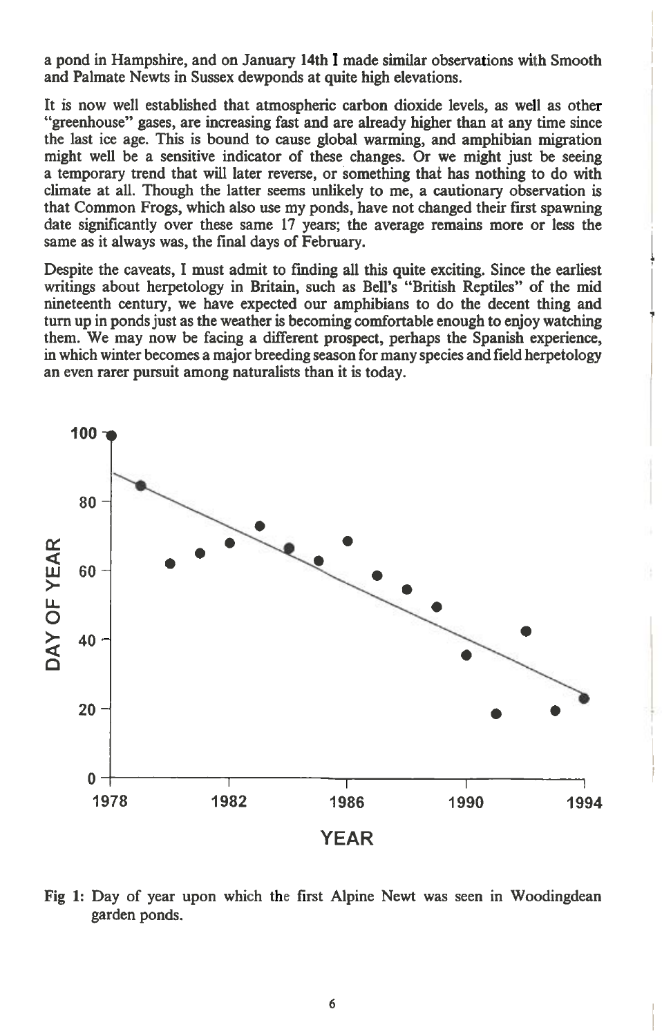a pond in Hampshire, and on January 14th I made similar observations with Smooth and Palmate Newts in Sussex dewponds at quite high elevations.

It is now well established that atmospheric carbon dioxide levels, as well as other "greenhouse" gases, are increasing fast and are already higher than at any time since the last ice age. This is bound to cause global warming, and amphibian migration might well be a sensitive indicator of these changes. Or we might just be seeing a temporary trend that will later reverse, or something that has nothing to do with climate at all. Though the latter seems unlikely to me, a cautionary observation is that Common Frogs, which also use my ponds, have not changed their first spawning date significantly over these same 17 years; the average remains more or less the same as it always was, the final days of February.

Despite the caveats, I must admit to finding all this quite exciting. Since the earliest writings about herpetology in Britain, such as Bell's "British Reptiles" of the mid nineteenth century, we have expected our amphibians to do the decent thing and turn up in ponds just as the weather is becoming comfortable enough to enjoy watching them. We may now be facing a different prospect, perhaps the Spanish experience, in which winter becomes a major breeding season for many species and field herpetology an even rarer pursuit among naturalists than it is today.

DAY OF YEAR

100

80

60

40

20

0

1978

1982

1986

1990

1994

YEAR

**Fig 1:** Day of year upon which the first Alpine Newt was seen in Woodingdean garden ponds.